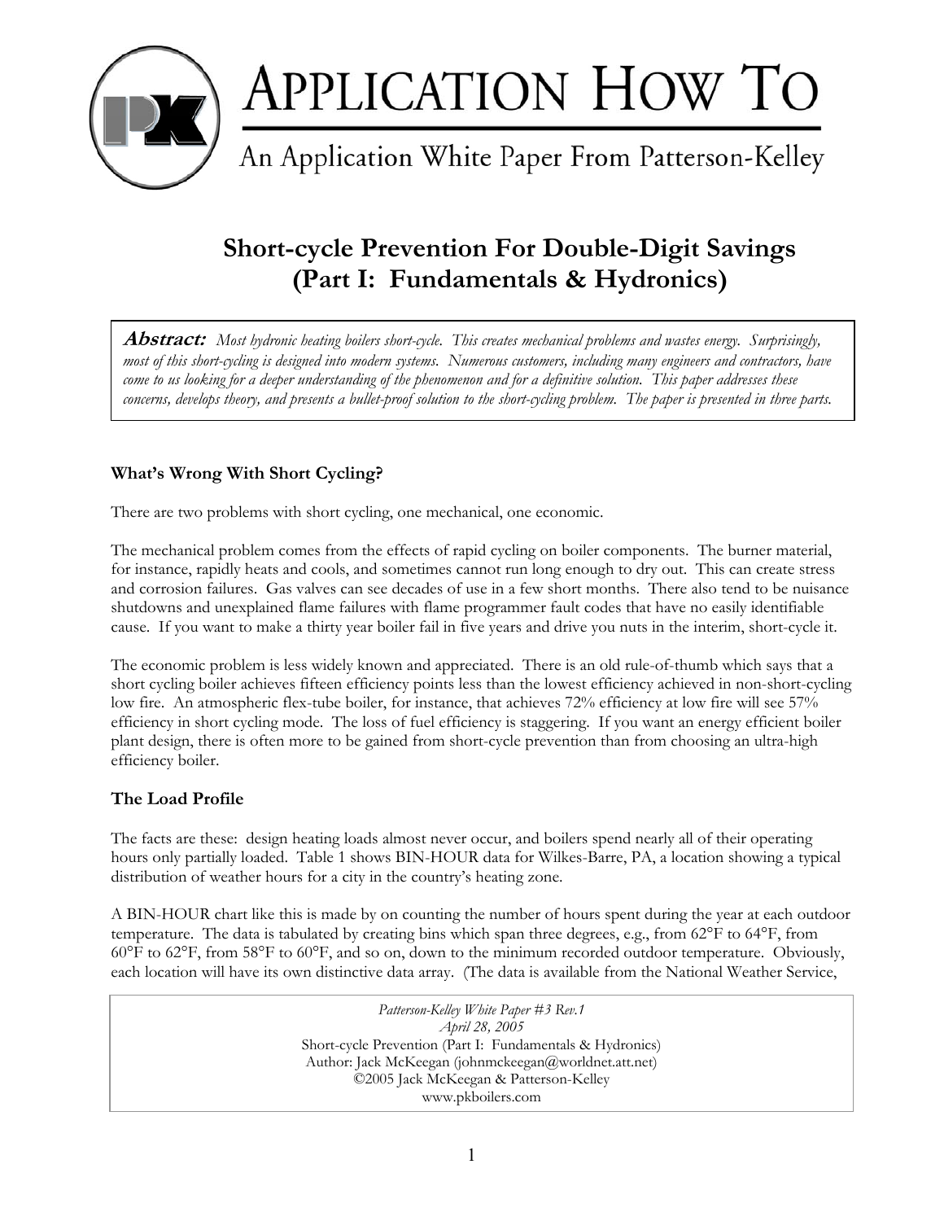# APPLICATION HOW TO

An Application White Paper From Patterson-Kelley

## Short-cycle Prevention For Double-Digit Savings (Part I: Fundamentals & Hydronics)

**Abstract:** *Most hydronic heating boilers short-cycle. This creates mechanical problems and wastes energy. Surprisingly, most of this short-cycling is designed into modern systems. Numerous customers, including many engineers and contractors, have come to us looking for a deeper understanding of the phenomenon and for a definitive solution. This paper addresses these concerns, develops theory, and presents a bullet-proof solution to the short-cycling problem. The paper is presented in three parts.*

### What's Wrong With Short Cycling?

There are two problems with short cycling, one mechanical, one economic.

The mechanical problem comes from the effects of rapid cycling on boiler components. The burner material, for instance, rapidly heats and cools, and sometimes cannot run long enough to dry out. This can create stress and corrosion failures. Gas valves can see decades of use in a few short months. There also tend to be nuisance shutdowns and unexplained flame failures with flame programmer fault codes that have no easily identifiable cause. If you want to make a thirty year boiler fail in five years and drive you nuts in the interim, short-cycle it.

The economic problem is less widely known and appreciated. There is an old rule-of-thumb which says that a short cycling boiler achieves fifteen efficiency points less than the lowest efficiency achieved in non-short-cycling low fire. An atmospheric flex-tube boiler, for instance, that achieves 72% efficiency at low fire will see 57% efficiency in short cycling mode. The loss of fuel efficiency is staggering. If you want an energy efficient boiler plant design, there is often more to be gained from short-cycle prevention than from choosing an ultra-high efficiency boiler.

### The Load Profile

The facts are these: design heating loads almost never occur, and boilers spend nearly all of their operating hours only partially loaded. Table 1 shows BIN-HOUR data for Wilkes-Barre, PA, a location showing a typical distribution of weather hours for a city in the country's heating zone.

A BIN-HOUR chart like this is made by on counting the number of hours spent during the year at each outdoor temperature. The data is tabulated by creating bins which span three degrees, e.g., from 62°F to 64°F, from 60°F to 62°F, from 58°F to 60°F, and so on, down to the minimum recorded outdoor temperature. Obviously, each location will have its own distinctive data array. (The data is available from the National Weather Service,

*Patterson-Kelley White Paper #3 Rev.1*
*April 28, 2005*
Short-cycle Prevention (Part I: Fundamentals & Hydronics)
Author: Jack McKeegan (johnmckeegan@worldnet.att.net)
©2005 Jack McKeegan & Patterson-Kelley
www.pkboilers.com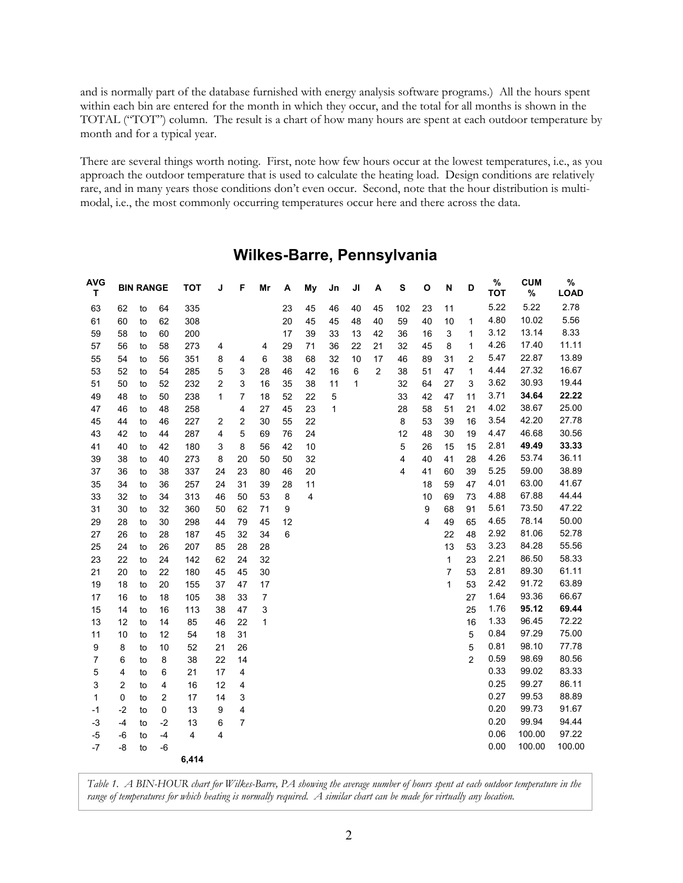and is normally part of the database furnished with energy analysis software programs.) All the hours spent within each bin are entered for the month in which they occur, and the total for all months is shown in the TOTAL ("TOT") column. The result is a chart of how many hours are spent at each outdoor temperature by month and for a typical year.

There are several things worth noting. First, note how few hours occur at the lowest temperatures, i.e., as you approach the outdoor temperature that is used to calculate the heating load. Design conditions are relatively rare, and in many years those conditions don't even occur. Second, note that the hour distribution is multi-modal, i.e., the most commonly occurring temperatures occur here and there across the data.

## Wilkes-Barre, Pennsylvania

| AVG T | BIN RANGE | | | TOT | J | F | Mr | A | My | Jn | Jl | A | S | O | N | D | % TOT | CUM % | % LOAD |
|---|---|---|---|---|---|---|---|---|---|---|---|---|---|---|---|---|---|---|---|
| 63 | 62 | to | 64 | 335 | | | | 23 | 45 | 46 | 40 | 45 | 102 | 23 | 11 | | 5.22 | 5.22 | 2.78 |
| 61 | 60 | to | 62 | 308 | | | | 20 | 45 | 45 | 48 | 40 | 59 | 40 | 10 | 1 | 4.80 | 10.02 | 5.56 |
| 59 | 58 | to | 60 | 200 | | | | 17 | 39 | 33 | 13 | 42 | 36 | 16 | 3 | 1 | 3.12 | 13.14 | 8.33 |
| 57 | 56 | to | 58 | 273 | 4 | | 4 | 29 | 71 | 36 | 22 | 21 | 32 | 45 | 8 | 1 | 4.26 | 17.40 | 11.11 |
| 55 | 54 | to | 56 | 351 | 8 | 4 | 6 | 38 | 68 | 32 | 10 | 17 | 46 | 89 | 31 | 2 | 5.47 | 22.87 | 13.89 |
| 53 | 52 | to | 54 | 285 | 5 | 3 | 28 | 46 | 42 | 16 | 6 | 2 | 38 | 51 | 47 | 1 | 4.44 | 27.32 | 16.67 |
| 51 | 50 | to | 52 | 232 | 2 | 3 | 16 | 35 | 38 | 11 | 1 | | 32 | 64 | 27 | 3 | 3.62 | 30.93 | 19.44 |
| 49 | 48 | to | 50 | 238 | 1 | 7 | 18 | 52 | 22 | 5 | | | 33 | 42 | 47 | 11 | 3.71 | **34.64** | **22.22** |
| 47 | 46 | to | 48 | 258 | | 4 | 27 | 45 | 23 | 1 | | | 28 | 58 | 51 | 21 | 4.02 | 38.67 | 25.00 |
| 45 | 44 | to | 46 | 227 | 2 | 2 | 30 | 55 | 22 | | | | 8 | 53 | 39 | 16 | 3.54 | 42.20 | 27.78 |
| 43 | 42 | to | 44 | 287 | 4 | 5 | 69 | 76 | 24 | | | | 12 | 48 | 30 | 19 | 4.47 | 46.68 | 30.56 |
| 41 | 40 | to | 42 | 180 | 3 | 8 | 56 | 42 | 10 | | | | 5 | 26 | 15 | 15 | 2.81 | **49.49** | **33.33** |
| 39 | 38 | to | 40 | 273 | 8 | 20 | 50 | 50 | 32 | | | | 4 | 40 | 41 | 28 | 4.26 | 53.74 | 36.11 |
| 37 | 36 | to | 38 | 337 | 24 | 23 | 80 | 46 | 20 | | | | 4 | 41 | 60 | 39 | 5.25 | 59.00 | 38.89 |
| 35 | 34 | to | 36 | 257 | 24 | 31 | 39 | 28 | 11 | | | | | 18 | 59 | 47 | 4.01 | 63.00 | 41.67 |
| 33 | 32 | to | 34 | 313 | 46 | 50 | 53 | 8 | 4 | | | | | 10 | 69 | 73 | 4.88 | 67.88 | 44.44 |
| 31 | 30 | to | 32 | 360 | 50 | 62 | 71 | 9 | | | | | | 9 | 68 | 91 | 5.61 | 73.50 | 47.22 |
| 29 | 28 | to | 30 | 298 | 44 | 79 | 45 | 12 | | | | | | 4 | 49 | 65 | 4.65 | 78.14 | 50.00 |
| 27 | 26 | to | 28 | 187 | 45 | 32 | 34 | 6 | | | | | | | 22 | 48 | 2.92 | 81.06 | 52.78 |
| 25 | 24 | to | 26 | 207 | 85 | 28 | 28 | | | | | | | | 13 | 53 | 3.23 | 84.28 | 55.56 |
| 23 | 22 | to | 24 | 142 | 62 | 24 | 32 | | | | | | | | 1 | 23 | 2.21 | 86.50 | 58.33 |
| 21 | 20 | to | 22 | 180 | 45 | 45 | 30 | | | | | | | | 7 | 53 | 2.81 | 89.30 | 61.11 |
| 19 | 18 | to | 20 | 155 | 37 | 47 | 17 | | | | | | | | 1 | 53 | 2.42 | 91.72 | 63.89 |
| 17 | 16 | to | 18 | 105 | 38 | 33 | 7 | | | | | | | | | 27 | 1.64 | 93.36 | 66.67 |
| 15 | 14 | to | 16 | 113 | 38 | 47 | 3 | | | | | | | | | 25 | 1.76 | **95.12** | **69.44** |
| 13 | 12 | to | 14 | 85 | 46 | 22 | 1 | | | | | | | | | 16 | 1.33 | 96.45 | 72.22 |
| 11 | 10 | to | 12 | 54 | 18 | 31 | | | | | | | | | | 5 | 0.84 | 97.29 | 75.00 |
| 9 | 8 | to | 10 | 52 | 21 | 26 | | | | | | | | | | 5 | 0.81 | 98.10 | 77.78 |
| 7 | 6 | to | 8 | 38 | 22 | 14 | | | | | | | | | | 2 | 0.59 | 98.69 | 80.56 |
| 5 | 4 | to | 6 | 21 | 17 | 4 | | | | | | | | | | | 0.33 | 99.02 | 83.33 |
| 3 | 2 | to | 4 | 16 | 12 | 4 | | | | | | | | | | | 0.25 | 99.27 | 86.11 |
| 1 | 0 | to | 2 | 17 | 14 | 3 | | | | | | | | | | | 0.27 | 99.53 | 88.89 |
| -1 | -2 | to | 0 | 13 | 9 | 4 | | | | | | | | | | | 0.20 | 99.73 | 91.67 |
| -3 | -4 | to | -2 | 13 | 6 | 7 | | | | | | | | | | | 0.20 | 99.94 | 94.44 |
| -5 | -6 | to | -4 | 4 | 4 | | | | | | | | | | | | 0.06 | 100.00 | 97.22 |
| -7 | -8 | to | -6 | | | | | | | | | | | | | | 0.00 | 100.00 | 100.00 |
| | | | | **6,414** | | | | | | | | | | | | | | | |

*Table 1. A BIN-HOUR chart for Wilkes-Barre, PA showing the average number of hours spent at each outdoor temperature in the range of temperatures for which heating is normally required. A similar chart can be made for virtually any location.*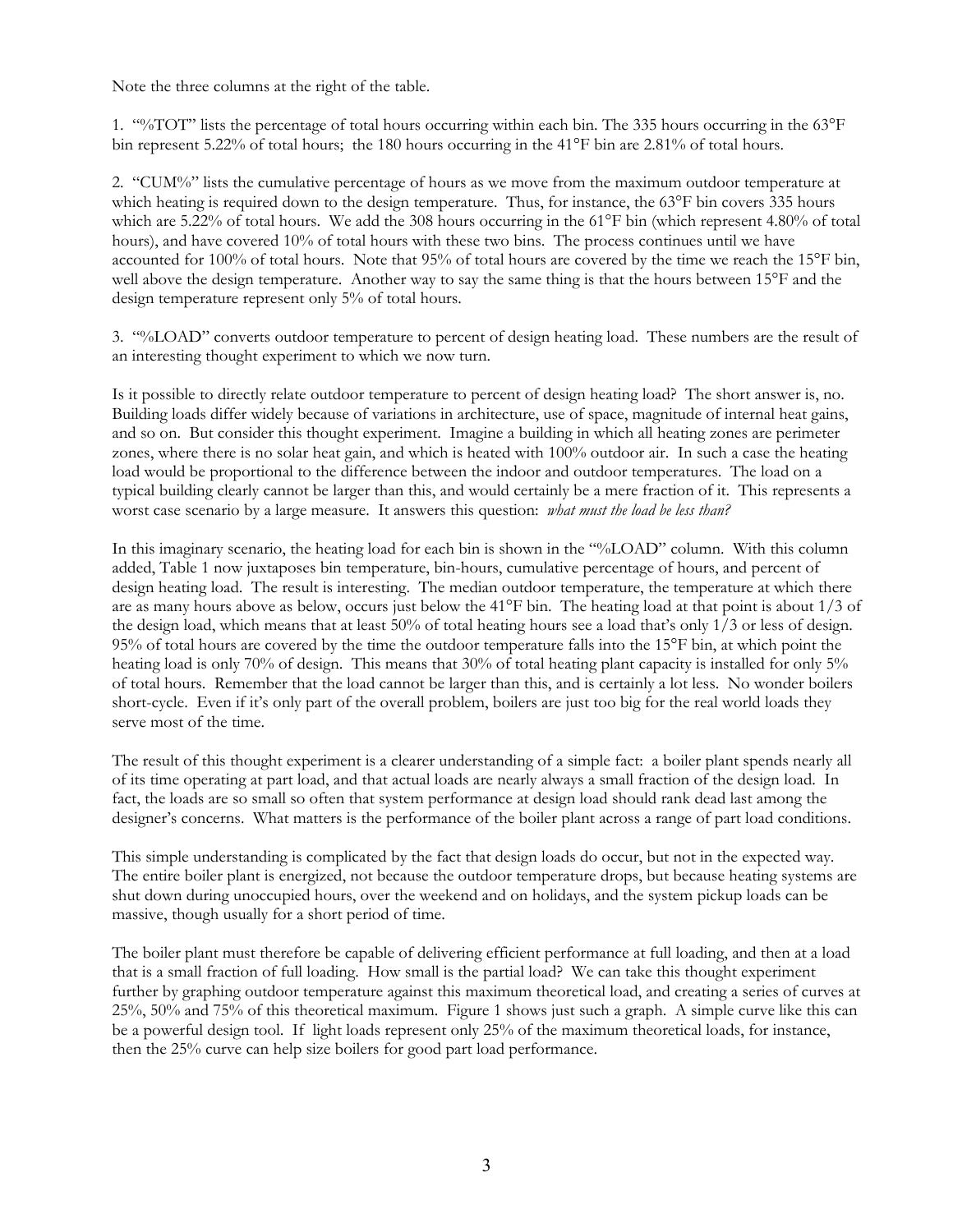Note the three columns at the right of the table.

1. "%TOT" lists the percentage of total hours occurring within each bin. The 335 hours occurring in the 63°F bin represent 5.22% of total hours; the 180 hours occurring in the 41°F bin are 2.81% of total hours.

2. "CUM%" lists the cumulative percentage of hours as we move from the maximum outdoor temperature at which heating is required down to the design temperature. Thus, for instance, the 63°F bin covers 335 hours which are 5.22% of total hours. We add the 308 hours occurring in the 61°F bin (which represent 4.80% of total hours), and have covered 10% of total hours with these two bins. The process continues until we have accounted for 100% of total hours. Note that 95% of total hours are covered by the time we reach the 15°F bin, well above the design temperature. Another way to say the same thing is that the hours between 15°F and the design temperature represent only 5% of total hours.

3. "%LOAD" converts outdoor temperature to percent of design heating load. These numbers are the result of an interesting thought experiment to which we now turn.

Is it possible to directly relate outdoor temperature to percent of design heating load? The short answer is, no. Building loads differ widely because of variations in architecture, use of space, magnitude of internal heat gains, and so on. But consider this thought experiment. Imagine a building in which all heating zones are perimeter zones, where there is no solar heat gain, and which is heated with 100% outdoor air. In such a case the heating load would be proportional to the difference between the indoor and outdoor temperatures. The load on a typical building clearly cannot be larger than this, and would certainly be a mere fraction of it. This represents a worst case scenario by a large measure. It answers this question: *what must the load be less than?*

In this imaginary scenario, the heating load for each bin is shown in the "%LOAD" column. With this column added, Table 1 now juxtaposes bin temperature, bin-hours, cumulative percentage of hours, and percent of design heating load. The result is interesting. The median outdoor temperature, the temperature at which there are as many hours above as below, occurs just below the 41°F bin. The heating load at that point is about 1/3 of the design load, which means that at least 50% of total heating hours see a load that's only 1/3 or less of design. 95% of total hours are covered by the time the outdoor temperature falls into the 15°F bin, at which point the heating load is only 70% of design. This means that 30% of total heating plant capacity is installed for only 5% of total hours. Remember that the load cannot be larger than this, and is certainly a lot less. No wonder boilers short-cycle. Even if it's only part of the overall problem, boilers are just too big for the real world loads they serve most of the time.

The result of this thought experiment is a clearer understanding of a simple fact: a boiler plant spends nearly all of its time operating at part load, and that actual loads are nearly always a small fraction of the design load. In fact, the loads are so small so often that system performance at design load should rank dead last among the designer's concerns. What matters is the performance of the boiler plant across a range of part load conditions.

This simple understanding is complicated by the fact that design loads do occur, but not in the expected way. The entire boiler plant is energized, not because the outdoor temperature drops, but because heating systems are shut down during unoccupied hours, over the weekend and on holidays, and the system pickup loads can be massive, though usually for a short period of time.

The boiler plant must therefore be capable of delivering efficient performance at full loading, and then at a load that is a small fraction of full loading. How small is the partial load? We can take this thought experiment further by graphing outdoor temperature against this maximum theoretical load, and creating a series of curves at 25%, 50% and 75% of this theoretical maximum. Figure 1 shows just such a graph. A simple curve like this can be a powerful design tool. If light loads represent only 25% of the maximum theoretical loads, for instance, then the 25% curve can help size boilers for good part load performance.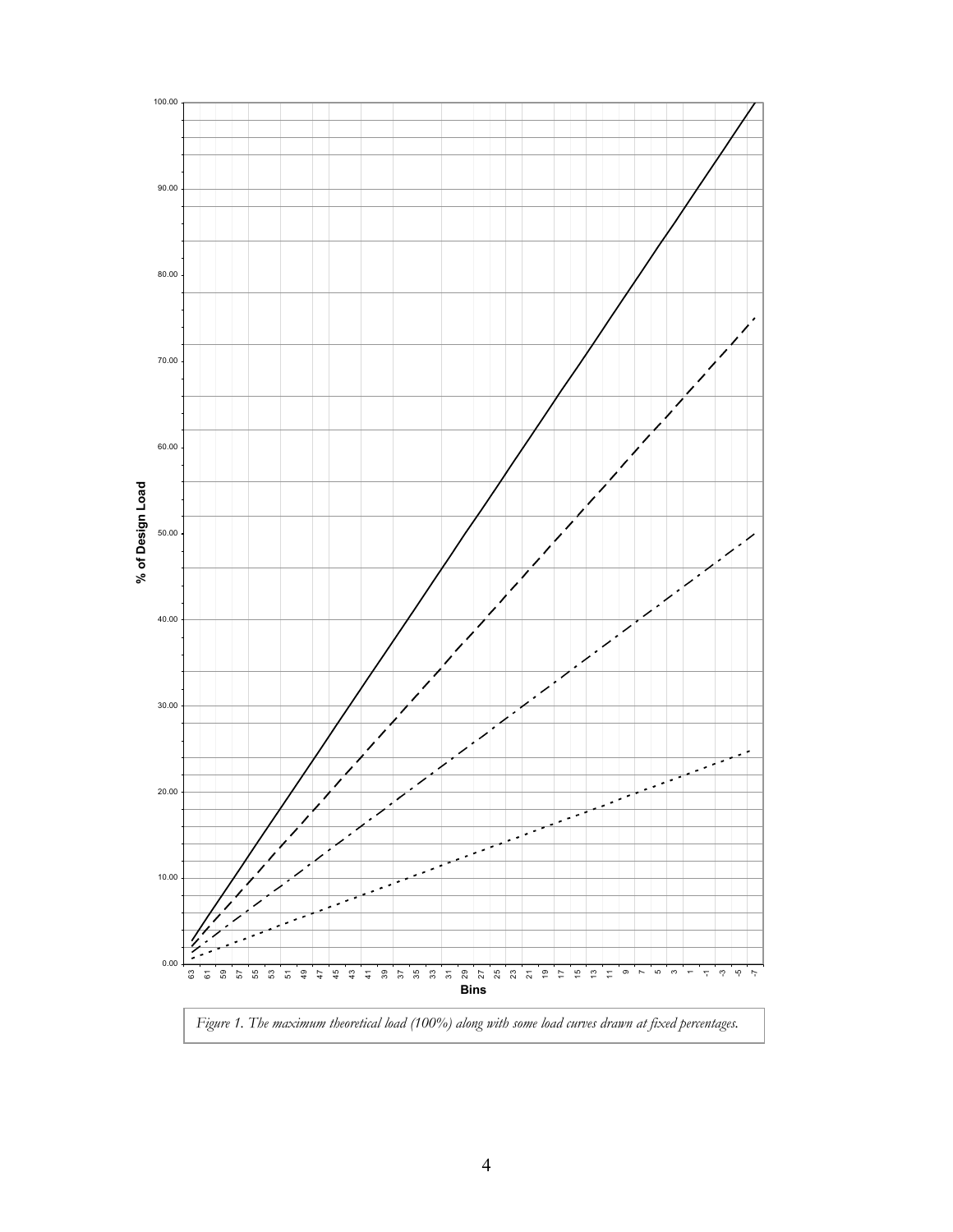*Figure 1. The maximum theoretical load (100%) along with some load curves drawn at fixed percentages.*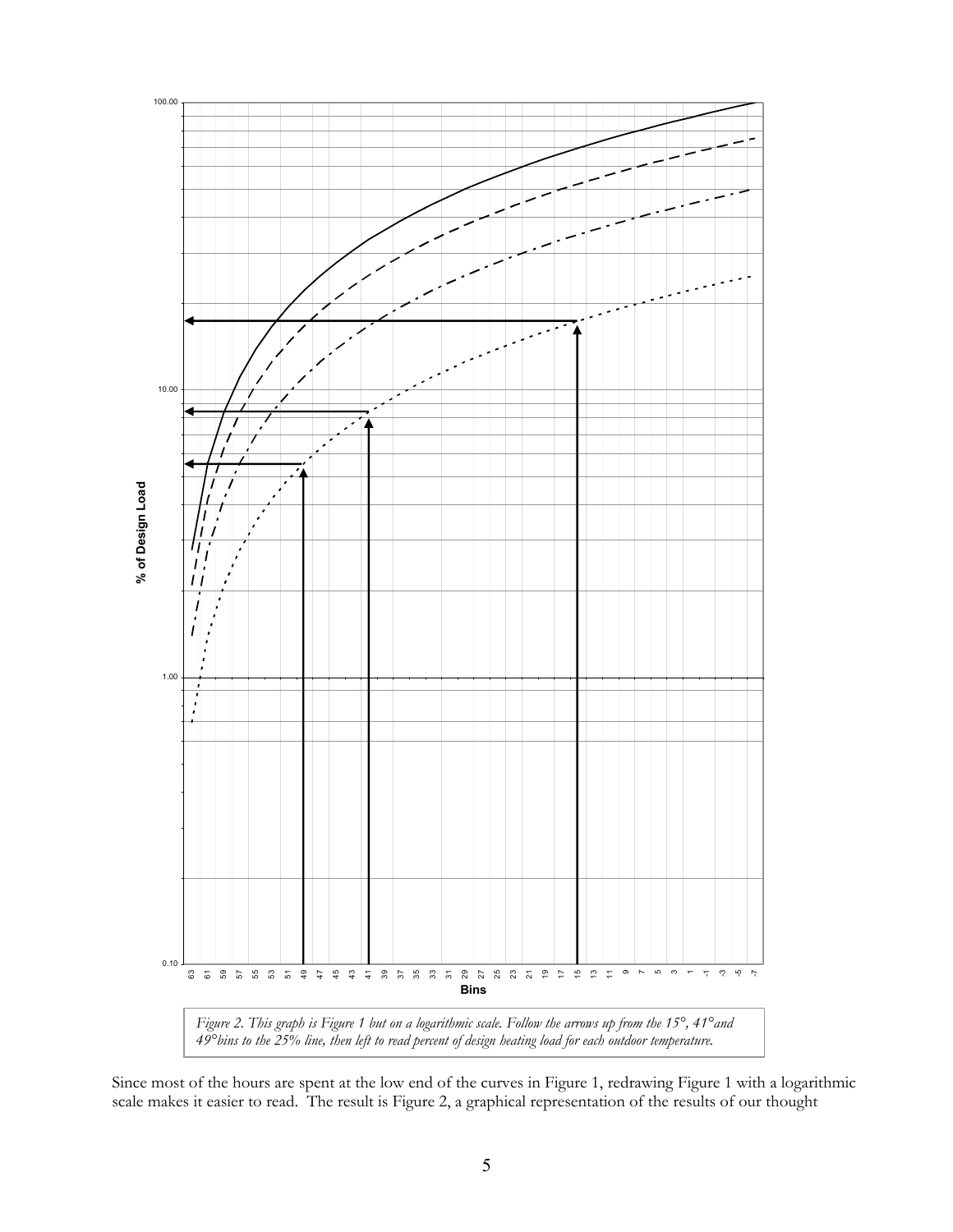*Figure 2. This graph is Figure 1 but on a logarithmic scale. Follow the arrows up from the 15°, 41° and 49° bins to the 25% line, then left to read percent of design heating load for each outdoor temperature.*

Since most of the hours are spent at the low end of the curves in Figure 1, redrawing Figure 1 with a logarithmic scale makes it easier to read. The result is Figure 2, a graphical representation of the results of our thought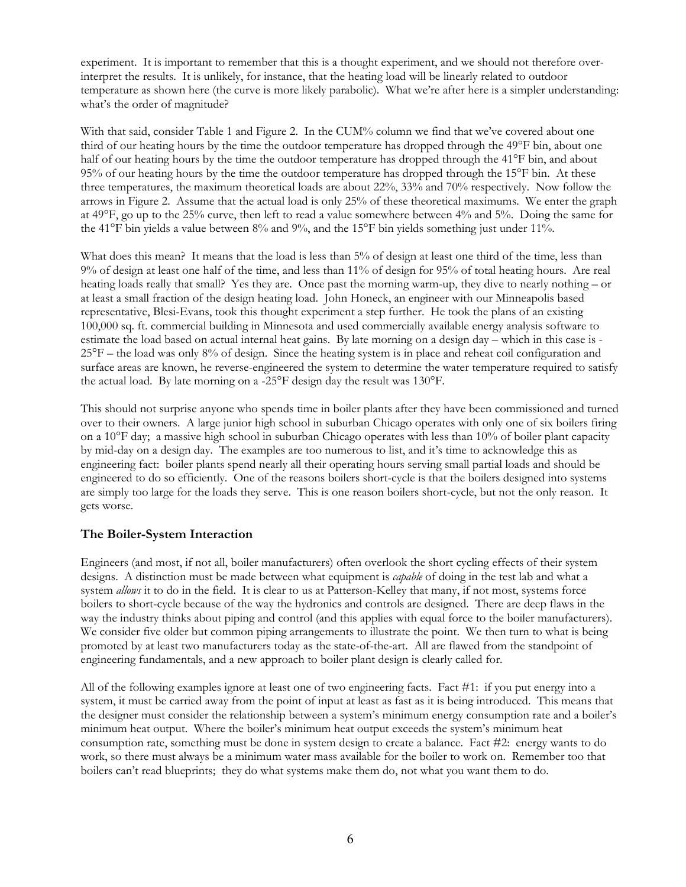experiment. It is important to remember that this is a thought experiment, and we should not therefore over-interpret the results. It is unlikely, for instance, that the heating load will be linearly related to outdoor temperature as shown here (the curve is more likely parabolic). What we're after here is a simpler understanding: what's the order of magnitude?

With that said, consider Table 1 and Figure 2. In the CUM% column we find that we've covered about one third of our heating hours by the time the outdoor temperature has dropped through the 49°F bin, about one half of our heating hours by the time the outdoor temperature has dropped through the 41°F bin, and about 95% of our heating hours by the time the outdoor temperature has dropped through the 15°F bin. At these three temperatures, the maximum theoretical loads are about 22%, 33% and 70% respectively. Now follow the arrows in Figure 2. Assume that the actual load is only 25% of these theoretical maximums. We enter the graph at 49°F, go up to the 25% curve, then left to read a value somewhere between 4% and 5%. Doing the same for the 41°F bin yields a value between 8% and 9%, and the 15°F bin yields something just under 11%.

What does this mean? It means that the load is less than 5% of design at least one third of the time, less than 9% of design at least one half of the time, and less than 11% of design for 95% of total heating hours. Are real heating loads really that small? Yes they are. Once past the morning warm-up, they dive to nearly nothing – or at least a small fraction of the design heating load. John Honeck, an engineer with our Minneapolis based representative, Blesi-Evans, took this thought experiment a step further. He took the plans of an existing 100,000 sq. ft. commercial building in Minnesota and used commercially available energy analysis software to estimate the load based on actual internal heat gains. By late morning on a design day – which in this case is -25°F – the load was only 8% of design. Since the heating system is in place and reheat coil configuration and surface areas are known, he reverse-engineered the system to determine the water temperature required to satisfy the actual load. By late morning on a -25°F design day the result was 130°F.

This should not surprise anyone who spends time in boiler plants after they have been commissioned and turned over to their owners. A large junior high school in suburban Chicago operates with only one of six boilers firing on a 10°F day; a massive high school in suburban Chicago operates with less than 10% of boiler plant capacity by mid-day on a design day. The examples are too numerous to list, and it's time to acknowledge this as engineering fact: boiler plants spend nearly all their operating hours serving small partial loads and should be engineered to do so efficiently. One of the reasons boilers short-cycle is that the boilers designed into systems are simply too large for the loads they serve. This is one reason boilers short-cycle, but not the only reason. It gets worse.

### The Boiler-System Interaction

Engineers (and most, if not all, boiler manufacturers) often overlook the short cycling effects of their system designs. A distinction must be made between what equipment is *capable* of doing in the test lab and what a system *allows* it to do in the field. It is clear to us at Patterson-Kelley that many, if not most, systems force boilers to short-cycle because of the way the hydronics and controls are designed. There are deep flaws in the way the industry thinks about piping and control (and this applies with equal force to the boiler manufacturers). We consider five older but common piping arrangements to illustrate the point. We then turn to what is being promoted by at least two manufacturers today as the state-of-the-art. All are flawed from the standpoint of engineering fundamentals, and a new approach to boiler plant design is clearly called for.

All of the following examples ignore at least one of two engineering facts. Fact #1: if you put energy into a system, it must be carried away from the point of input at least as fast as it is being introduced. This means that the designer must consider the relationship between a system's minimum energy consumption rate and a boiler's minimum heat output. Where the boiler's minimum heat output exceeds the system's minimum heat consumption rate, something must be done in system design to create a balance. Fact #2: energy wants to do work, so there must always be a minimum water mass available for the boiler to work on. Remember too that boilers can't read blueprints; they do what systems make them do, not what you want them to do.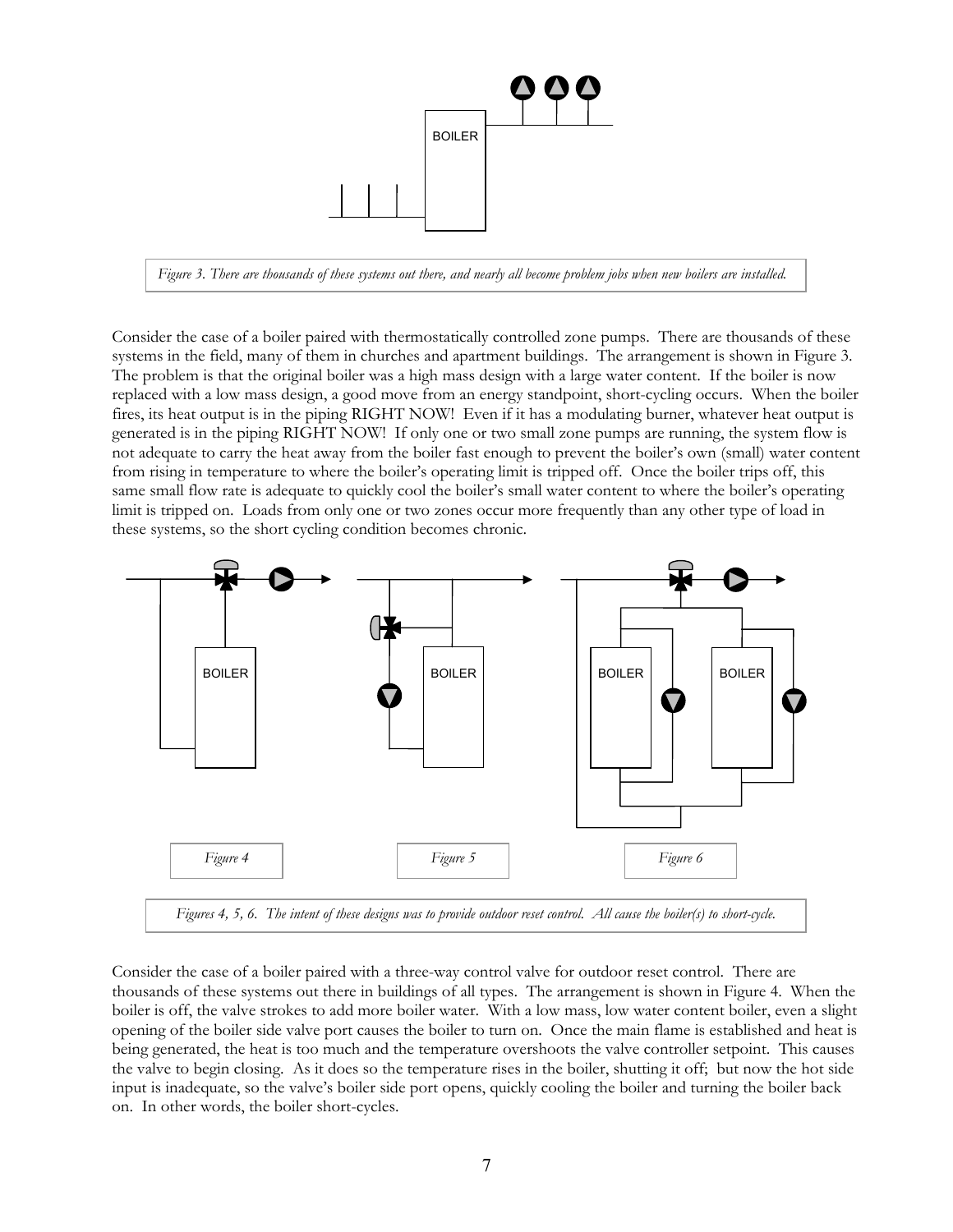*Figure 3. There are thousands of these systems out there, and nearly all become problem jobs when new boilers are installed.*

Consider the case of a boiler paired with thermostatically controlled zone pumps. There are thousands of these systems in the field, many of them in churches and apartment buildings. The arrangement is shown in Figure 3. The problem is that the original boiler was a high mass design with a large water content. If the boiler is now replaced with a low mass design, a good move from an energy standpoint, short-cycling occurs. When the boiler fires, its heat output is in the piping RIGHT NOW! Even if it has a modulating burner, whatever heat output is generated is in the piping RIGHT NOW! If only one or two small zone pumps are running, the system flow is not adequate to carry the heat away from the boiler fast enough to prevent the boiler's own (small) water content from rising in temperature to where the boiler's operating limit is tripped off. Once the boiler trips off, this same small flow rate is adequate to quickly cool the boiler's small water content to where the boiler's operating limit is tripped on. Loads from only one or two zones occur more frequently than any other type of load in these systems, so the short cycling condition becomes chronic.

*Figure 4*

*Figure 5*

*Figure 6*

*Figures 4, 5, 6. The intent of these designs was to provide outdoor reset control. All cause the boiler(s) to short-cycle.*

Consider the case of a boiler paired with a three-way control valve for outdoor reset control. There are thousands of these systems out there in buildings of all types. The arrangement is shown in Figure 4. When the boiler is off, the valve strokes to add more boiler water. With a low mass, low water content boiler, even a slight opening of the boiler side valve port causes the boiler to turn on. Once the main flame is established and heat is being generated, the heat is too much and the temperature overshoots the valve controller setpoint. This causes the valve to begin closing. As it does so the temperature rises in the boiler, shutting it off; but now the hot side input is inadequate, so the valve's boiler side port opens, quickly cooling the boiler and turning the boiler back on. In other words, the boiler short-cycles.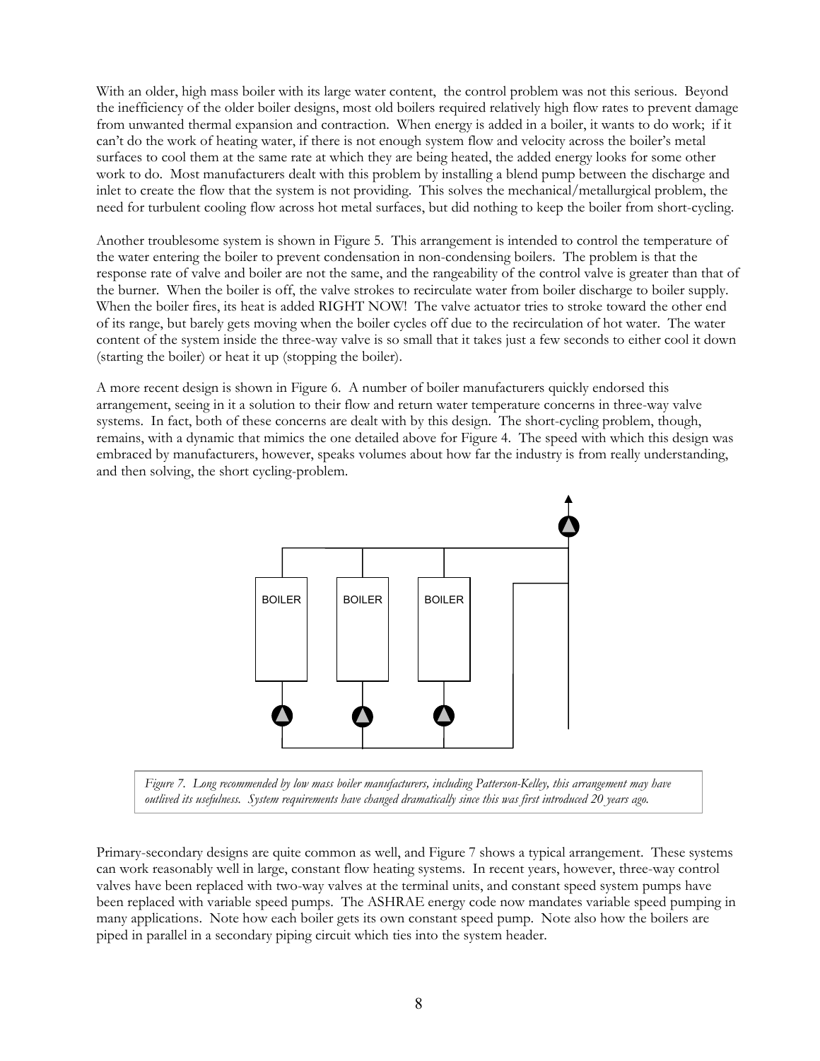With an older, high mass boiler with its large water content, the control problem was not this serious. Beyond the inefficiency of the older boiler designs, most old boilers required relatively high flow rates to prevent damage from unwanted thermal expansion and contraction. When energy is added in a boiler, it wants to do work; if it can't do the work of heating water, if there is not enough system flow and velocity across the boiler's metal surfaces to cool them at the same rate at which they are being heated, the added energy looks for some other work to do. Most manufacturers dealt with this problem by installing a blend pump between the discharge and inlet to create the flow that the system is not providing. This solves the mechanical/metallurgical problem, the need for turbulent cooling flow across hot metal surfaces, but did nothing to keep the boiler from short-cycling.

Another troublesome system is shown in Figure 5. This arrangement is intended to control the temperature of the water entering the boiler to prevent condensation in non-condensing boilers. The problem is that the response rate of valve and boiler are not the same, and the rangeability of the control valve is greater than that of the burner. When the boiler is off, the valve strokes to recirculate water from boiler discharge to boiler supply. When the boiler fires, its heat is added RIGHT NOW! The valve actuator tries to stroke toward the other end of its range, but barely gets moving when the boiler cycles off due to the recirculation of hot water. The water content of the system inside the three-way valve is so small that it takes just a few seconds to either cool it down (starting the boiler) or heat it up (stopping the boiler).

A more recent design is shown in Figure 6. A number of boiler manufacturers quickly endorsed this arrangement, seeing in it a solution to their flow and return water temperature concerns in three-way valve systems. In fact, both of these concerns are dealt with by this design. The short-cycling problem, though, remains, with a dynamic that mimics the one detailed above for Figure 4. The speed with which this design was embraced by manufacturers, however, speaks volumes about how far the industry is from really understanding, and then solving, the short cycling-problem.

BOILER BOILER BOILER

*Figure 7. Long recommended by low mass boiler manufacturers, including Patterson-Kelley, this arrangement may have outlived its usefulness. System requirements have changed dramatically since this was first introduced 20 years ago.*

Primary-secondary designs are quite common as well, and Figure 7 shows a typical arrangement. These systems can work reasonably well in large, constant flow heating systems. In recent years, however, three-way control valves have been replaced with two-way valves at the terminal units, and constant speed system pumps have been replaced with variable speed pumps. The ASHRAE energy code now mandates variable speed pumping in many applications. Note how each boiler gets its own constant speed pump. Note also how the boilers are piped in parallel in a secondary piping circuit which ties into the system header.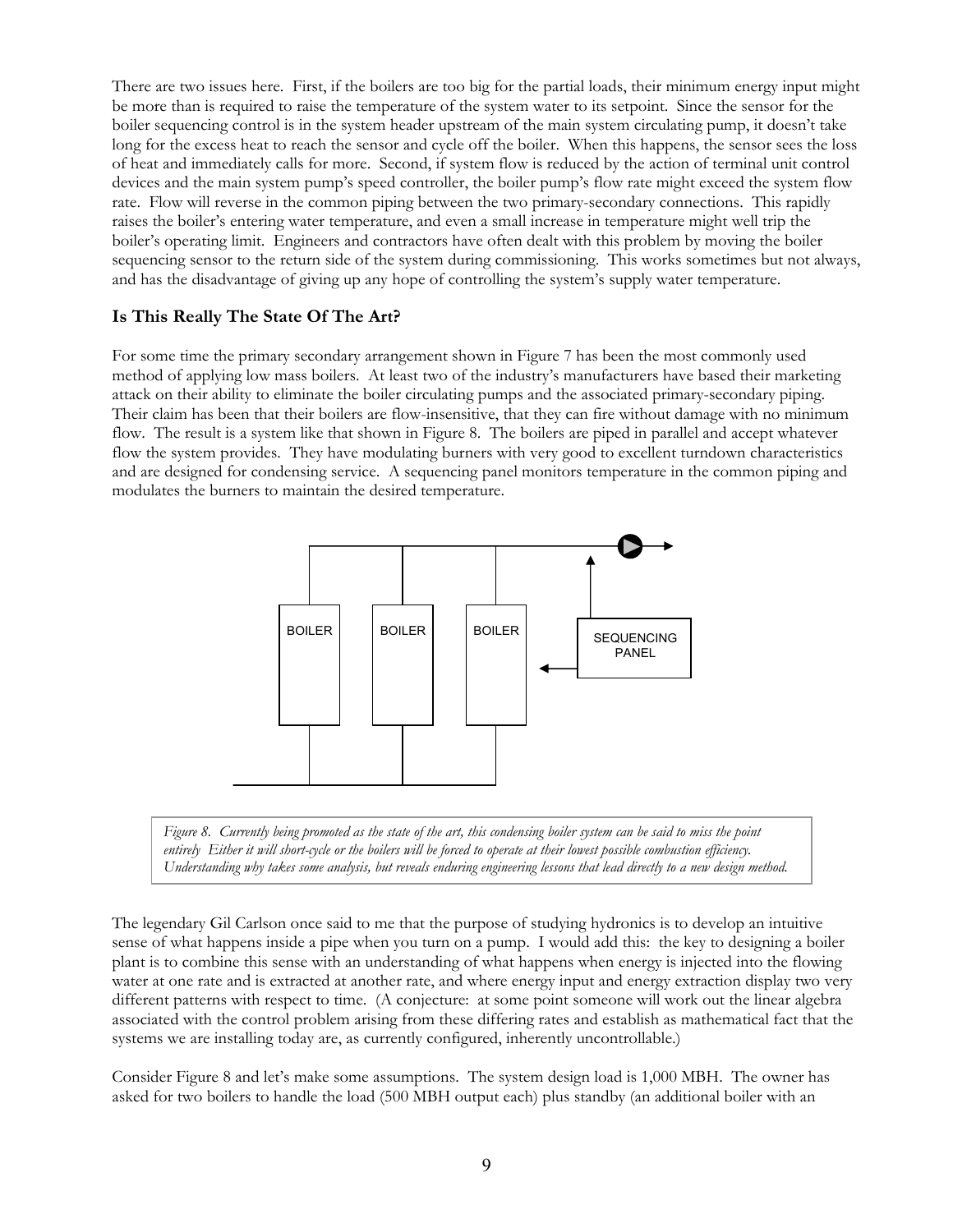There are two issues here. First, if the boilers are too big for the partial loads, their minimum energy input might be more than is required to raise the temperature of the system water to its setpoint. Since the sensor for the boiler sequencing control is in the system header upstream of the main system circulating pump, it doesn't take long for the excess heat to reach the sensor and cycle off the boiler. When this happens, the sensor sees the loss of heat and immediately calls for more. Second, if system flow is reduced by the action of terminal unit control devices and the main system pump's speed controller, the boiler pump's flow rate might exceed the system flow rate. Flow will reverse in the common piping between the two primary-secondary connections. This rapidly raises the boiler's entering water temperature, and even a small increase in temperature might well trip the boiler's operating limit. Engineers and contractors have often dealt with this problem by moving the boiler sequencing sensor to the return side of the system during commissioning. This works sometimes but not always, and has the disadvantage of giving up any hope of controlling the system's supply water temperature.

### Is This Really The State Of The Art?

For some time the primary secondary arrangement shown in Figure 7 has been the most commonly used method of applying low mass boilers. At least two of the industry's manufacturers have based their marketing attack on their ability to eliminate the boiler circulating pumps and the associated primary-secondary piping. Their claim has been that their boilers are flow-insensitive, that they can fire without damage with no minimum flow. The result is a system like that shown in Figure 8. The boilers are piped in parallel and accept whatever flow the system provides. They have modulating burners with very good to excellent turndown characteristics and are designed for condensing service. A sequencing panel monitors temperature in the common piping and modulates the burners to maintain the desired temperature.

BOILER BOILER BOILER SEQUENCING PANEL

*Figure 8. Currently being promoted as the state of the art, this condensing boiler system can be said to miss the point entirely Either it will short-cycle or the boilers will be forced to operate at their lowest possible combustion efficiency. Understanding why takes some analysis, but reveals enduring engineering lessons that lead directly to a new design method.*

The legendary Gil Carlson once said to me that the purpose of studying hydronics is to develop an intuitive sense of what happens inside a pipe when you turn on a pump. I would add this: the key to designing a boiler plant is to combine this sense with an understanding of what happens when energy is injected into the flowing water at one rate and is extracted at another rate, and where energy input and energy extraction display two very different patterns with respect to time. (A conjecture: at some point someone will work out the linear algebra associated with the control problem arising from these differing rates and establish as mathematical fact that the systems we are installing today are, as currently configured, inherently uncontrollable.)

Consider Figure 8 and let's make some assumptions. The system design load is 1,000 MBH. The owner has asked for two boilers to handle the load (500 MBH output each) plus standby (an additional boiler with an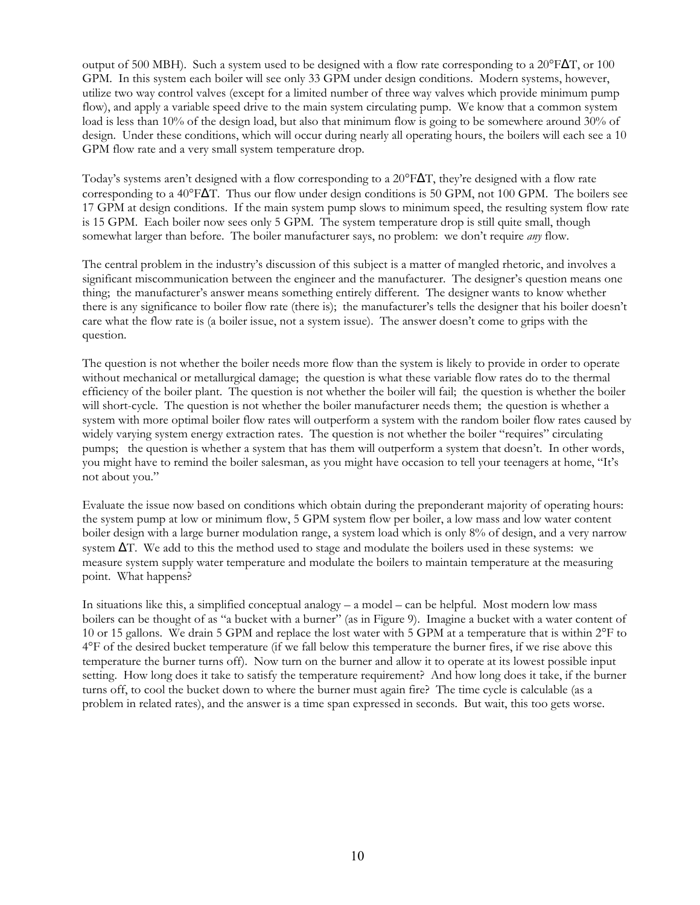output of 500 MBH). Such a system used to be designed with a flow rate corresponding to a 20°FΔT, or 100 GPM. In this system each boiler will see only 33 GPM under design conditions. Modern systems, however, utilize two way control valves (except for a limited number of three way valves which provide minimum pump flow), and apply a variable speed drive to the main system circulating pump. We know that a common system load is less than 10% of the design load, but also that minimum flow is going to be somewhere around 30% of design. Under these conditions, which will occur during nearly all operating hours, the boilers will each see a 10 GPM flow rate and a very small system temperature drop.

Today's systems aren't designed with a flow corresponding to a 20°FΔT, they're designed with a flow rate corresponding to a 40°FΔT. Thus our flow under design conditions is 50 GPM, not 100 GPM. The boilers see 17 GPM at design conditions. If the main system pump slows to minimum speed, the resulting system flow rate is 15 GPM. Each boiler now sees only 5 GPM. The system temperature drop is still quite small, though somewhat larger than before. The boiler manufacturer says, no problem: we don't require *any* flow.

The central problem in the industry's discussion of this subject is a matter of mangled rhetoric, and involves a significant miscommunication between the engineer and the manufacturer. The designer's question means one thing; the manufacturer's answer means something entirely different. The designer wants to know whether there is any significance to boiler flow rate (there is); the manufacturer's tells the designer that his boiler doesn't care what the flow rate is (a boiler issue, not a system issue). The answer doesn't come to grips with the question.

The question is not whether the boiler needs more flow than the system is likely to provide in order to operate without mechanical or metallurgical damage; the question is what these variable flow rates do to the thermal efficiency of the boiler plant. The question is not whether the boiler will fail; the question is whether the boiler will short-cycle. The question is not whether the boiler manufacturer needs them; the question is whether a system with more optimal boiler flow rates will outperform a system with the random boiler flow rates caused by widely varying system energy extraction rates. The question is not whether the boiler "requires" circulating pumps; the question is whether a system that has them will outperform a system that doesn't. In other words, you might have to remind the boiler salesman, as you might have occasion to tell your teenagers at home, "It's not about you."

Evaluate the issue now based on conditions which obtain during the preponderant majority of operating hours: the system pump at low or minimum flow, 5 GPM system flow per boiler, a low mass and low water content boiler design with a large burner modulation range, a system load which is only 8% of design, and a very narrow system ΔT. We add to this the method used to stage and modulate the boilers used in these systems: we measure system supply water temperature and modulate the boilers to maintain temperature at the measuring point. What happens?

In situations like this, a simplified conceptual analogy – a model – can be helpful. Most modern low mass boilers can be thought of as "a bucket with a burner" (as in Figure 9). Imagine a bucket with a water content of 10 or 15 gallons. We drain 5 GPM and replace the lost water with 5 GPM at a temperature that is within 2°F to 4°F of the desired bucket temperature (if we fall below this temperature the burner fires, if we rise above this temperature the burner turns off). Now turn on the burner and allow it to operate at its lowest possible input setting. How long does it take to satisfy the temperature requirement? And how long does it take, if the burner turns off, to cool the bucket down to where the burner must again fire? The time cycle is calculable (as a problem in related rates), and the answer is a time span expressed in seconds. But wait, this too gets worse.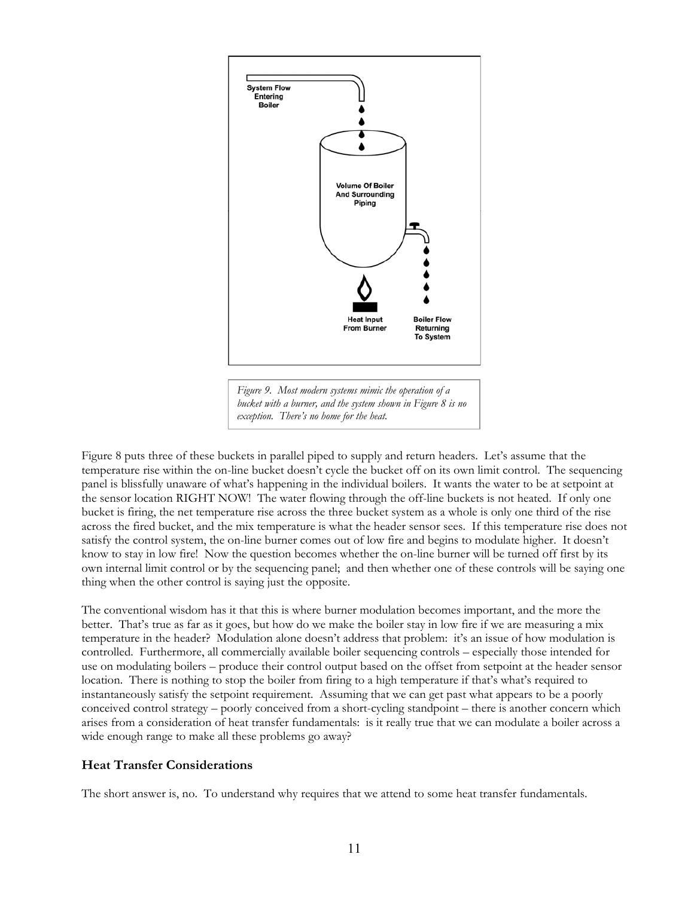*Figure 9. Most modern systems mimic the operation of a bucket with a burner, and the system shown in Figure 8 is no exception. There's no home for the heat.*

Figure 8 puts three of these buckets in parallel piped to supply and return headers. Let's assume that the temperature rise within the on-line bucket doesn't cycle the bucket off on its own limit control. The sequencing panel is blissfully unaware of what's happening in the individual boilers. It wants the water to be at setpoint at the sensor location RIGHT NOW! The water flowing through the off-line buckets is not heated. If only one bucket is firing, the net temperature rise across the three bucket system as a whole is only one third of the rise across the fired bucket, and the mix temperature is what the header sensor sees. If this temperature rise does not satisfy the control system, the on-line burner comes out of low fire and begins to modulate higher. It doesn't know to stay in low fire! Now the question becomes whether the on-line burner will be turned off first by its own internal limit control or by the sequencing panel; and then whether one of these controls will be saying one thing when the other control is saying just the opposite.

The conventional wisdom has it that this is where burner modulation becomes important, and the more the better. That's true as far as it goes, but how do we make the boiler stay in low fire if we are measuring a mix temperature in the header? Modulation alone doesn't address that problem: it's an issue of how modulation is controlled. Furthermore, all commercially available boiler sequencing controls – especially those intended for use on modulating boilers – produce their control output based on the offset from setpoint at the header sensor location. There is nothing to stop the boiler from firing to a high temperature if that's what's required to instantaneously satisfy the setpoint requirement. Assuming that we can get past what appears to be a poorly conceived control strategy – poorly conceived from a short-cycling standpoint – there is another concern which arises from a consideration of heat transfer fundamentals: is it really true that we can modulate a boiler across a wide enough range to make all these problems go away?

## Heat Transfer Considerations

The short answer is, no. To understand why requires that we attend to some heat transfer fundamentals.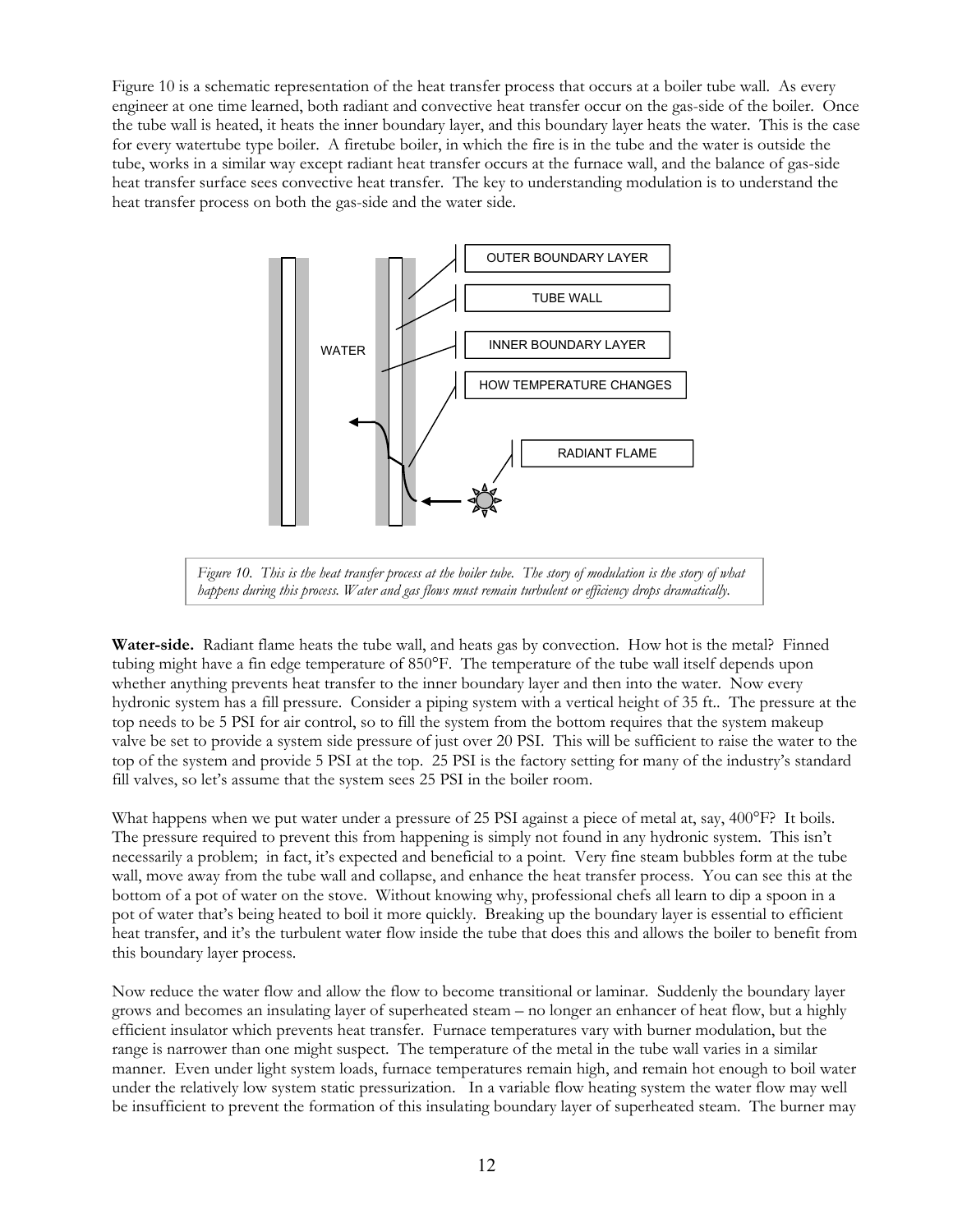Figure 10 is a schematic representation of the heat transfer process that occurs at a boiler tube wall. As every engineer at one time learned, both radiant and convective heat transfer occur on the gas-side of the boiler. Once the tube wall is heated, it heats the inner boundary layer, and this boundary layer heats the water. This is the case for every watertube type boiler. A firetube boiler, in which the fire is in the tube and the water is outside the tube, works in a similar way except radiant heat transfer occurs at the furnace wall, and the balance of gas-side heat transfer surface sees convective heat transfer. The key to understanding modulation is to understand the heat transfer process on both the gas-side and the water side.

OUTER BOUNDARY LAYER

TUBE WALL

INNER BOUNDARY LAYER

HOW TEMPERATURE CHANGES

RADIANT FLAME

WATER

*Figure 10. This is the heat transfer process at the boiler tube. The story of modulation is the story of what happens during this process. Water and gas flows must remain turbulent or efficiency drops dramatically.*

**Water-side.** Radiant flame heats the tube wall, and heats gas by convection. How hot is the metal? Finned tubing might have a fin edge temperature of 850°F. The temperature of the tube wall itself depends upon whether anything prevents heat transfer to the inner boundary layer and then into the water. Now every hydronic system has a fill pressure. Consider a piping system with a vertical height of 35 ft.. The pressure at the top needs to be 5 PSI for air control, so to fill the system from the bottom requires that the system makeup valve be set to provide a system side pressure of just over 20 PSI. This will be sufficient to raise the water to the top of the system and provide 5 PSI at the top. 25 PSI is the factory setting for many of the industry's standard fill valves, so let's assume that the system sees 25 PSI in the boiler room.

What happens when we put water under a pressure of 25 PSI against a piece of metal at, say, 400°F? It boils. The pressure required to prevent this from happening is simply not found in any hydronic system. This isn't necessarily a problem; in fact, it's expected and beneficial to a point. Very fine steam bubbles form at the tube wall, move away from the tube wall and collapse, and enhance the heat transfer process. You can see this at the bottom of a pot of water on the stove. Without knowing why, professional chefs all learn to dip a spoon in a pot of water that's being heated to boil it more quickly. Breaking up the boundary layer is essential to efficient heat transfer, and it's the turbulent water flow inside the tube that does this and allows the boiler to benefit from this boundary layer process.

Now reduce the water flow and allow the flow to become transitional or laminar. Suddenly the boundary layer grows and becomes an insulating layer of superheated steam – no longer an enhancer of heat flow, but a highly efficient insulator which prevents heat transfer. Furnace temperatures vary with burner modulation, but the range is narrower than one might suspect. The temperature of the metal in the tube wall varies in a similar manner. Even under light system loads, furnace temperatures remain high, and remain hot enough to boil water under the relatively low system static pressurization. In a variable flow heating system the water flow may well be insufficient to prevent the formation of this insulating boundary layer of superheated steam. The burner may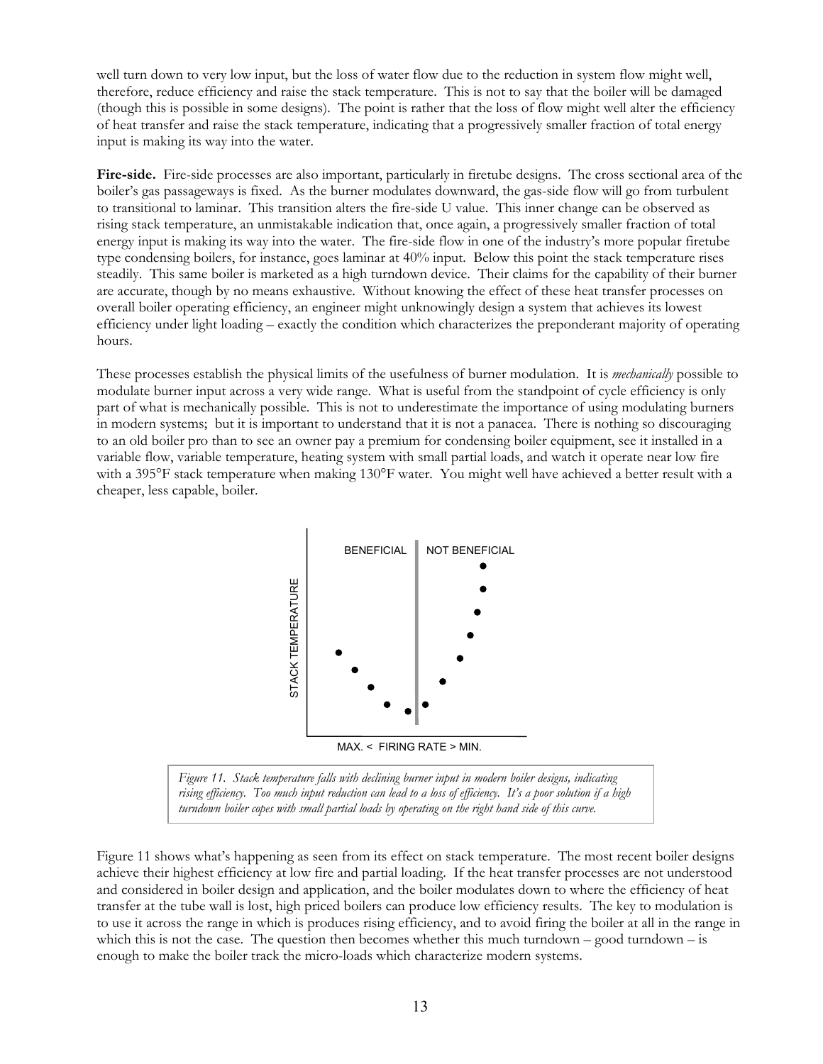well turn down to very low input, but the loss of water flow due to the reduction in system flow might well, therefore, reduce efficiency and raise the stack temperature. This is not to say that the boiler will be damaged (though this is possible in some designs). The point is rather that the loss of flow might well alter the efficiency of heat transfer and raise the stack temperature, indicating that a progressively smaller fraction of total energy input is making its way into the water.

**Fire-side.** Fire-side processes are also important, particularly in firetube designs. The cross sectional area of the boiler's gas passageways is fixed. As the burner modulates downward, the gas-side flow will go from turbulent to transitional to laminar. This transition alters the fire-side U value. This inner change can be observed as rising stack temperature, an unmistakable indication that, once again, a progressively smaller fraction of total energy input is making its way into the water. The fire-side flow in one of the industry's more popular firetube type condensing boilers, for instance, goes laminar at 40% input. Below this point the stack temperature rises steadily. This same boiler is marketed as a high turndown device. Their claims for the capability of their burner are accurate, though by no means exhaustive. Without knowing the effect of these heat transfer processes on overall boiler operating efficiency, an engineer might unknowingly design a system that achieves its lowest efficiency under light loading – exactly the condition which characterizes the preponderant majority of operating hours.

These processes establish the physical limits of the usefulness of burner modulation. It is *mechanically* possible to modulate burner input across a very wide range. What is useful from the standpoint of cycle efficiency is only part of what is mechanically possible. This is not to underestimate the importance of using modulating burners in modern systems; but it is important to understand that it is not a panacea. There is nothing so discouraging to an old boiler pro than to see an owner pay a premium for condensing boiler equipment, see it installed in a variable flow, variable temperature, heating system with small partial loads, and watch it operate near low fire with a 395°F stack temperature when making 130°F water. You might well have achieved a better result with a cheaper, less capable, boiler.

*Figure 11. Stack temperature falls with declining burner input in modern boiler designs, indicating rising efficiency. Too much input reduction can lead to a loss of efficiency. It's a poor solution if a high turndown boiler copes with small partial loads by operating on the right hand side of this curve.*

Figure 11 shows what's happening as seen from its effect on stack temperature. The most recent boiler designs achieve their highest efficiency at low fire and partial loading. If the heat transfer processes are not understood and considered in boiler design and application, and the boiler modulates down to where the efficiency of heat transfer at the tube wall is lost, high priced boilers can produce low efficiency results. The key to modulation is to use it across the range in which is produces rising efficiency, and to avoid firing the boiler at all in the range in which this is not the case. The question then becomes whether this much turndown – good turndown – is enough to make the boiler track the micro-loads which characterize modern systems.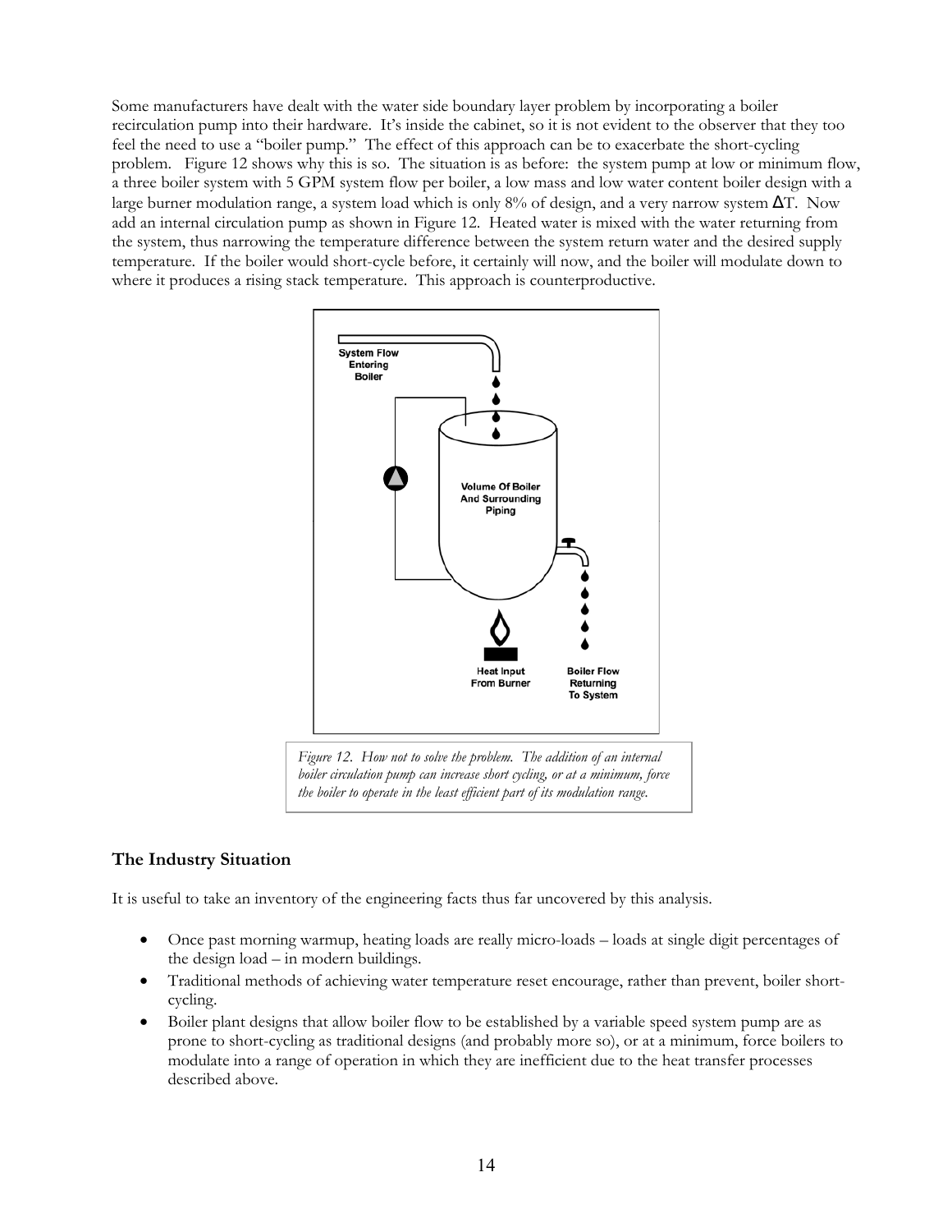Some manufacturers have dealt with the water side boundary layer problem by incorporating a boiler recirculation pump into their hardware. It's inside the cabinet, so it is not evident to the observer that they too feel the need to use a "boiler pump." The effect of this approach can be to exacerbate the short-cycling problem. Figure 12 shows why this is so. The situation is as before: the system pump at low or minimum flow, a three boiler system with 5 GPM system flow per boiler, a low mass and low water content boiler design with a large burner modulation range, a system load which is only 8% of design, and a very narrow system $\Delta$T. Now add an internal circulation pump as shown in Figure 12. Heated water is mixed with the water returning from the system, thus narrowing the temperature difference between the system return water and the desired supply temperature. If the boiler would short-cycle before, it certainly will now, and the boiler will modulate down to where it produces a rising stack temperature. This approach is counterproductive.

System Flow Entering Boiler

Volume Of Boiler And Surrounding Piping

Heat Input From Burner

Boiler Flow Returning To System

*Figure 12. How not to solve the problem. The addition of an internal boiler circulation pump can increase short cycling, or at a minimum, force the boiler to operate in the least efficient part of its modulation range.*

## The Industry Situation

It is useful to take an inventory of the engineering facts thus far uncovered by this analysis.

- Once past morning warmup, heating loads are really micro-loads – loads at single digit percentages of the design load – in modern buildings.
- Traditional methods of achieving water temperature reset encourage, rather than prevent, boiler short-cycling.
- Boiler plant designs that allow boiler flow to be established by a variable speed system pump are as prone to short-cycling as traditional designs (and probably more so), or at a minimum, force boilers to modulate into a range of operation in which they are inefficient due to the heat transfer processes described above.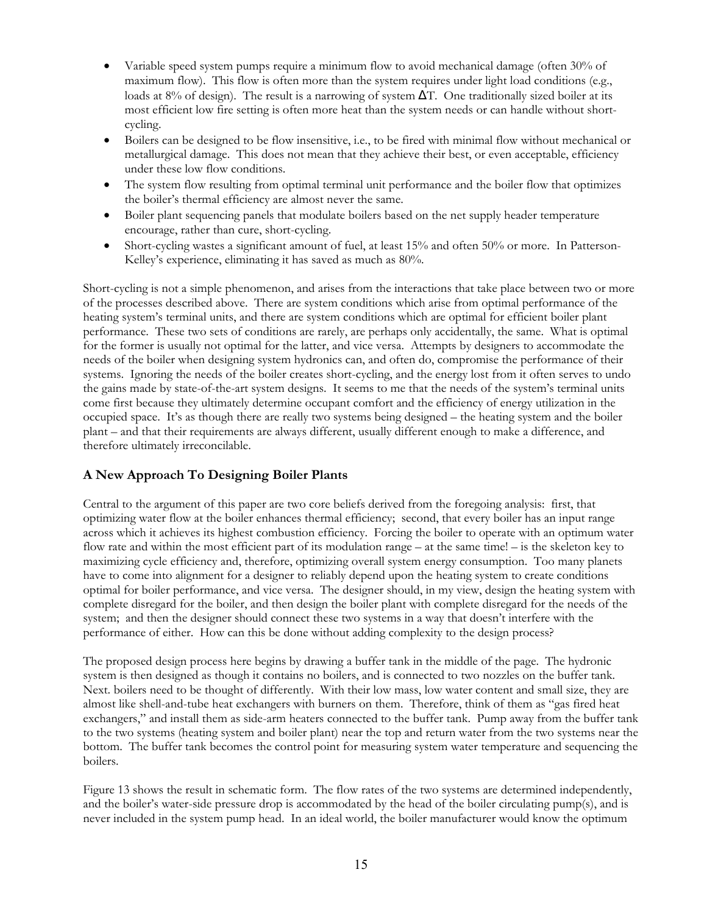- Variable speed system pumps require a minimum flow to avoid mechanical damage (often 30% of maximum flow). This flow is often more than the system requires under light load conditions (e.g., loads at 8% of design). The result is a narrowing of system $\Delta$T. One traditionally sized boiler at its most efficient low fire setting is often more heat than the system needs or can handle without short-cycling.
- Boilers can be designed to be flow insensitive, i.e., to be fired with minimal flow without mechanical or metallurgical damage. This does not mean that they achieve their best, or even acceptable, efficiency under these low flow conditions.
- The system flow resulting from optimal terminal unit performance and the boiler flow that optimizes the boiler's thermal efficiency are almost never the same.
- Boiler plant sequencing panels that modulate boilers based on the net supply header temperature encourage, rather than cure, short-cycling.
- Short-cycling wastes a significant amount of fuel, at least 15% and often 50% or more. In Patterson-Kelley's experience, eliminating it has saved as much as 80%.

Short-cycling is not a simple phenomenon, and arises from the interactions that take place between two or more of the processes described above. There are system conditions which arise from optimal performance of the heating system's terminal units, and there are system conditions which are optimal for efficient boiler plant performance. These two sets of conditions are rarely, are perhaps only accidentally, the same. What is optimal for the former is usually not optimal for the latter, and vice versa. Attempts by designers to accommodate the needs of the boiler when designing system hydronics can, and often do, compromise the performance of their systems. Ignoring the needs of the boiler creates short-cycling, and the energy lost from it often serves to undo the gains made by state-of-the-art system designs. It seems to me that the needs of the system's terminal units come first because they ultimately determine occupant comfort and the efficiency of energy utilization in the occupied space. It's as though there are really two systems being designed – the heating system and the boiler plant – and that their requirements are always different, usually different enough to make a difference, and therefore ultimately irreconcilable.

## A New Approach To Designing Boiler Plants

Central to the argument of this paper are two core beliefs derived from the foregoing analysis: first, that optimizing water flow at the boiler enhances thermal efficiency; second, that every boiler has an input range across which it achieves its highest combustion efficiency. Forcing the boiler to operate with an optimum water flow rate and within the most efficient part of its modulation range – at the same time! – is the skeleton key to maximizing cycle efficiency and, therefore, optimizing overall system energy consumption. Too many planets have to come into alignment for a designer to reliably depend upon the heating system to create conditions optimal for boiler performance, and vice versa. The designer should, in my view, design the heating system with complete disregard for the boiler, and then design the boiler plant with complete disregard for the needs of the system; and then the designer should connect these two systems in a way that doesn't interfere with the performance of either. How can this be done without adding complexity to the design process?

The proposed design process here begins by drawing a buffer tank in the middle of the page. The hydronic system is then designed as though it contains no boilers, and is connected to two nozzles on the buffer tank. Next. boilers need to be thought of differently. With their low mass, low water content and small size, they are almost like shell-and-tube heat exchangers with burners on them. Therefore, think of them as "gas fired heat exchangers," and install them as side-arm heaters connected to the buffer tank. Pump away from the buffer tank to the two systems (heating system and boiler plant) near the top and return water from the two systems near the bottom. The buffer tank becomes the control point for measuring system water temperature and sequencing the boilers.

Figure 13 shows the result in schematic form. The flow rates of the two systems are determined independently, and the boiler's water-side pressure drop is accommodated by the head of the boiler circulating pump(s), and is never included in the system pump head. In an ideal world, the boiler manufacturer would know the optimum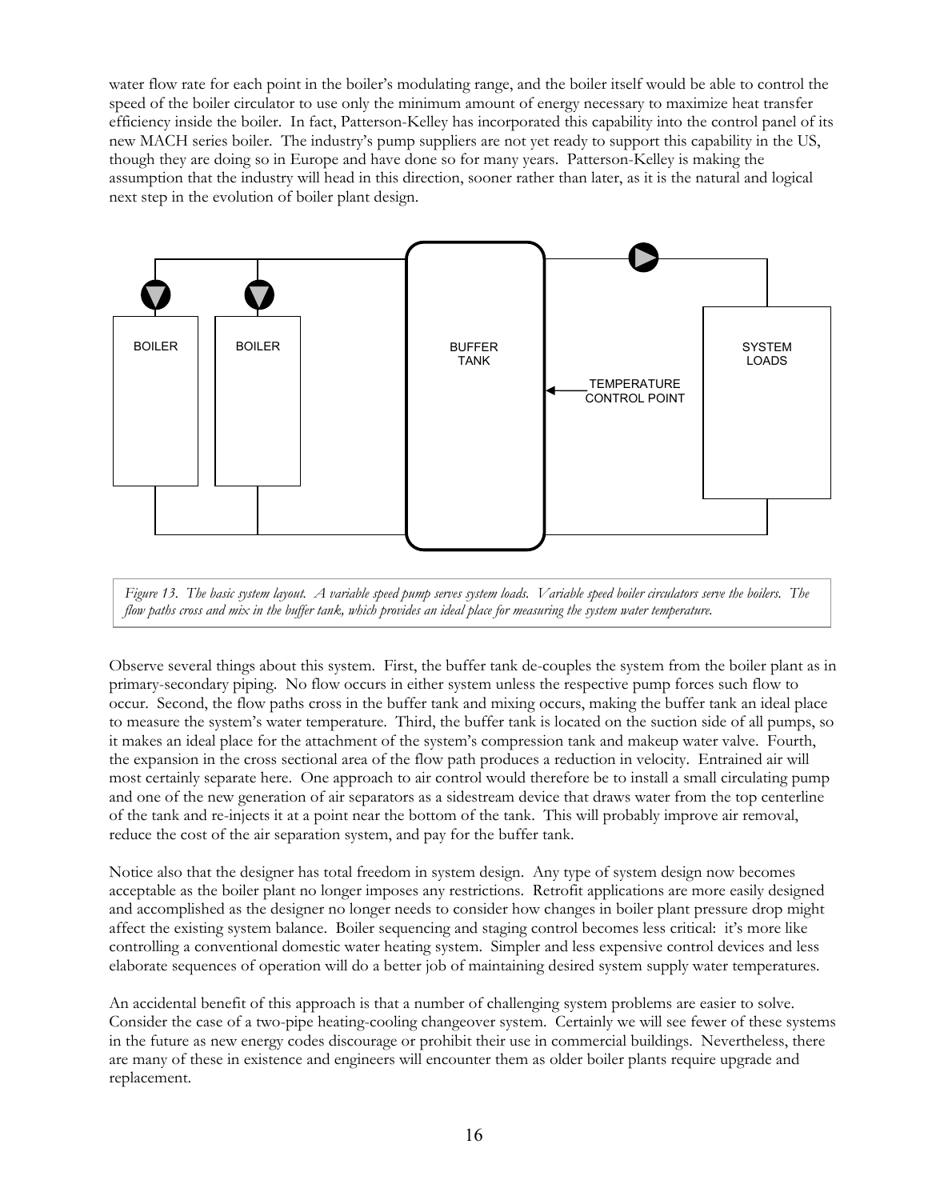water flow rate for each point in the boiler's modulating range, and the boiler itself would be able to control the speed of the boiler circulator to use only the minimum amount of energy necessary to maximize heat transfer efficiency inside the boiler. In fact, Patterson-Kelley has incorporated this capability into the control panel of its new MACH series boiler. The industry's pump suppliers are not yet ready to support this capability in the US, though they are doing so in Europe and have done so for many years. Patterson-Kelley is making the assumption that the industry will head in this direction, sooner rather than later, as it is the natural and logical next step in the evolution of boiler plant design.

*Figure 13. The basic system layout. A variable speed pump serves system loads. Variable speed boiler circulators serve the boilers. The flow paths cross and mix in the buffer tank, which provides an ideal place for measuring the system water temperature.*

Observe several things about this system. First, the buffer tank de-couples the system from the boiler plant as in primary-secondary piping. No flow occurs in either system unless the respective pump forces such flow to occur. Second, the flow paths cross in the buffer tank and mixing occurs, making the buffer tank an ideal place to measure the system's water temperature. Third, the buffer tank is located on the suction side of all pumps, so it makes an ideal place for the attachment of the system's compression tank and makeup water valve. Fourth, the expansion in the cross sectional area of the flow path produces a reduction in velocity. Entrained air will most certainly separate here. One approach to air control would therefore be to install a small circulating pump and one of the new generation of air separators as a sidestream device that draws water from the top centerline of the tank and re-injects it at a point near the bottom of the tank. This will probably improve air removal, reduce the cost of the air separation system, and pay for the buffer tank.

Notice also that the designer has total freedom in system design. Any type of system design now becomes acceptable as the boiler plant no longer imposes any restrictions. Retrofit applications are more easily designed and accomplished as the designer no longer needs to consider how changes in boiler plant pressure drop might affect the existing system balance. Boiler sequencing and staging control becomes less critical: it's more like controlling a conventional domestic water heating system. Simpler and less expensive control devices and less elaborate sequences of operation will do a better job of maintaining desired system supply water temperatures.

An accidental benefit of this approach is that a number of challenging system problems are easier to solve. Consider the case of a two-pipe heating-cooling changeover system. Certainly we will see fewer of these systems in the future as new energy codes discourage or prohibit their use in commercial buildings. Nevertheless, there are many of these in existence and engineers will encounter them as older boiler plants require upgrade and replacement.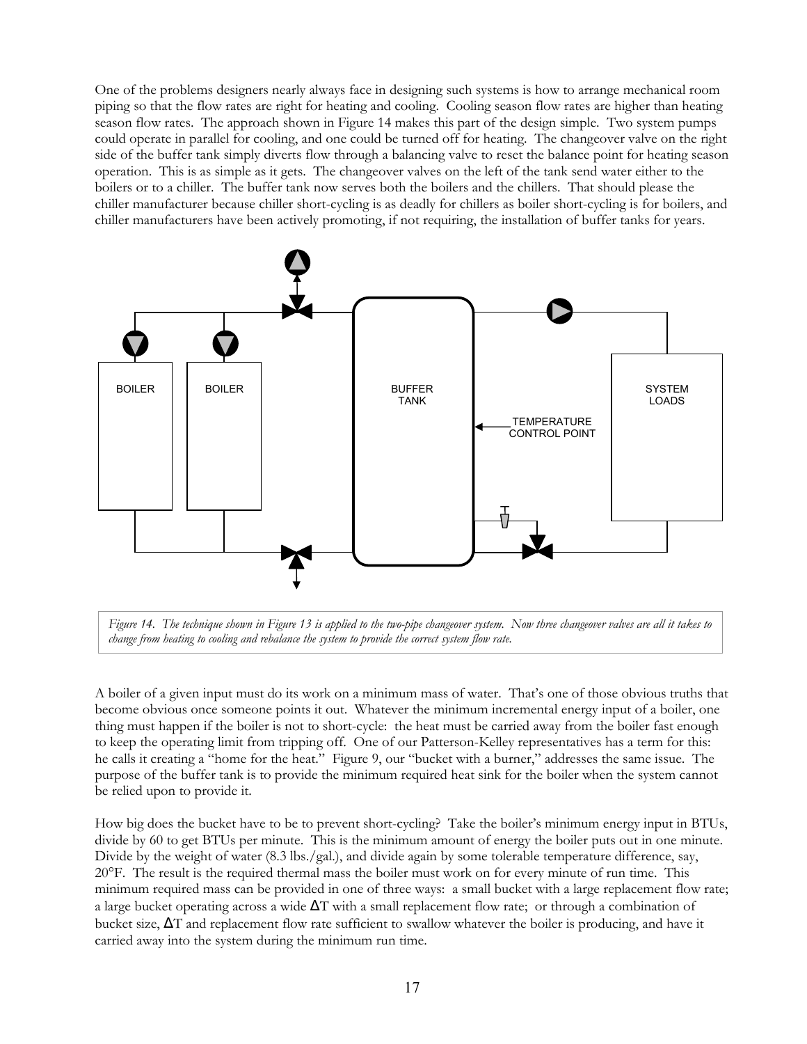One of the problems designers nearly always face in designing such systems is how to arrange mechanical room piping so that the flow rates are right for heating and cooling. Cooling season flow rates are higher than heating season flow rates. The approach shown in Figure 14 makes this part of the design simple. Two system pumps could operate in parallel for cooling, and one could be turned off for heating. The changeover valve on the right side of the buffer tank simply diverts flow through a balancing valve to reset the balance point for heating season operation. This is as simple as it gets. The changeover valves on the left of the tank send water either to the boilers or to a chiller. The buffer tank now serves both the boilers and the chillers. That should please the chiller manufacturer because chiller short-cycling is as deadly for chillers as boiler short-cycling is for boilers, and chiller manufacturers have been actively promoting, if not requiring, the installation of buffer tanks for years.

*Figure 14. The technique shown in Figure 13 is applied to the two-pipe changeover system. Now three changeover valves are all it takes to change from heating to cooling and rebalance the system to provide the correct system flow rate.*

A boiler of a given input must do its work on a minimum mass of water. That's one of those obvious truths that become obvious once someone points it out. Whatever the minimum incremental energy input of a boiler, one thing must happen if the boiler is not to short-cycle: the heat must be carried away from the boiler fast enough to keep the operating limit from tripping off. One of our Patterson-Kelley representatives has a term for this: he calls it creating a "home for the heat." Figure 9, our "bucket with a burner," addresses the same issue. The purpose of the buffer tank is to provide the minimum required heat sink for the boiler when the system cannot be relied upon to provide it.

How big does the bucket have to be to prevent short-cycling? Take the boiler's minimum energy input in BTUs, divide by 60 to get BTUs per minute. This is the minimum amount of energy the boiler puts out in one minute. Divide by the weight of water (8.3 lbs./gal.), and divide again by some tolerable temperature difference, say, 20°F. The result is the required thermal mass the boiler must work on for every minute of run time. This minimum required mass can be provided in one of three ways: a small bucket with a large replacement flow rate; a large bucket operating across a wide $\Delta T$ with a small replacement flow rate; or through a combination of bucket size, $\Delta T$ and replacement flow rate sufficient to swallow whatever the boiler is producing, and have it carried away into the system during the minimum run time.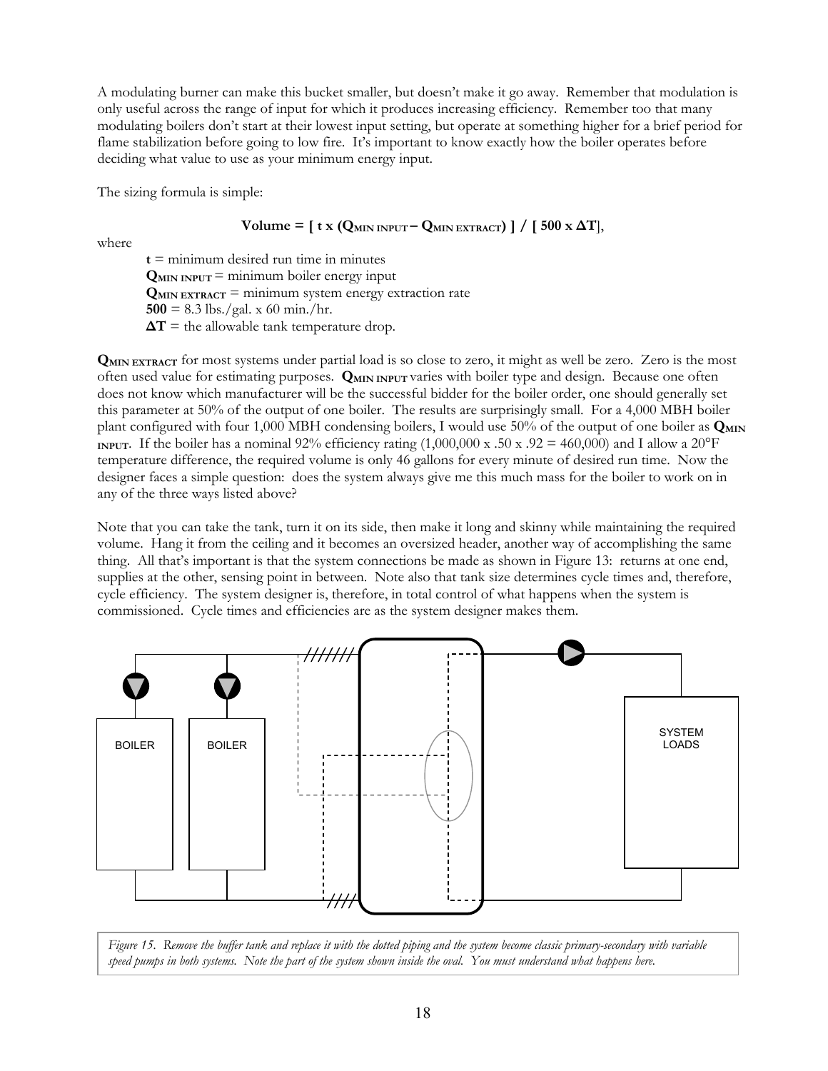A modulating burner can make this bucket smaller, but doesn't make it go away. Remember that modulation is only useful across the range of input for which it produces increasing efficiency. Remember too that many modulating boilers don't start at their lowest input setting, but operate at something higher for a brief period for flame stabilization before going to low fire. It's important to know exactly how the boiler operates before deciding what value to use as your minimum energy input.

The sizing formula is simple:

$$\textbf{Volume} = [\, t \times (Q_{MIN\ INPUT} - Q_{MIN\ EXTRACT}) \,] \,/\, [\, 500 \times \Delta T \,],$$

where

- $\mathbf{t}$ = minimum desired run time in minutes
- $\mathbf{Q_{MIN\ INPUT}}$ = minimum boiler energy input
- $\mathbf{Q_{MIN\ EXTRACT}}$ = minimum system energy extraction rate
- $\mathbf{500}$ = 8.3 lbs./gal. x 60 min./hr.
- $\mathbf{\Delta T}$ = the allowable tank temperature drop.

$\mathbf{Q_{MIN\ EXTRACT}}$ for most systems under partial load is so close to zero, it might as well be zero. Zero is the most often used value for estimating purposes. $\mathbf{Q_{MIN\ INPUT}}$ varies with boiler type and design. Because one often does not know which manufacturer will be the successful bidder for the boiler order, one should generally set this parameter at 50% of the output of one boiler. The results are surprisingly small. For a 4,000 MBH boiler plant configured with four 1,000 MBH condensing boilers, I would use 50% of the output of one boiler as $\mathbf{Q_{MIN\ INPUT}}$. If the boiler has a nominal 92% efficiency rating (1,000,000 x .50 x .92 = 460,000) and I allow a 20°F temperature difference, the required volume is only 46 gallons for every minute of desired run time. Now the designer faces a simple question: does the system always give me this much mass for the boiler to work on in any of the three ways listed above?

Note that you can take the tank, turn it on its side, then make it long and skinny while maintaining the required volume. Hang it from the ceiling and it becomes an oversized header, another way of accomplishing the same thing. All that's important is that the system connections be made as shown in Figure 13: returns at one end, supplies at the other, sensing point in between. Note also that tank size determines cycle times and, therefore, cycle efficiency. The system designer is, therefore, in total control of what happens when the system is commissioned. Cycle times and efficiencies are as the system designer makes them.

BOILER BOILER SYSTEM LOADS

*Figure 15. Remove the buffer tank and replace it with the dotted piping and the system become classic primary-secondary with variable speed pumps in both systems. Note the part of the system shown inside the oval. You must understand what happens here.*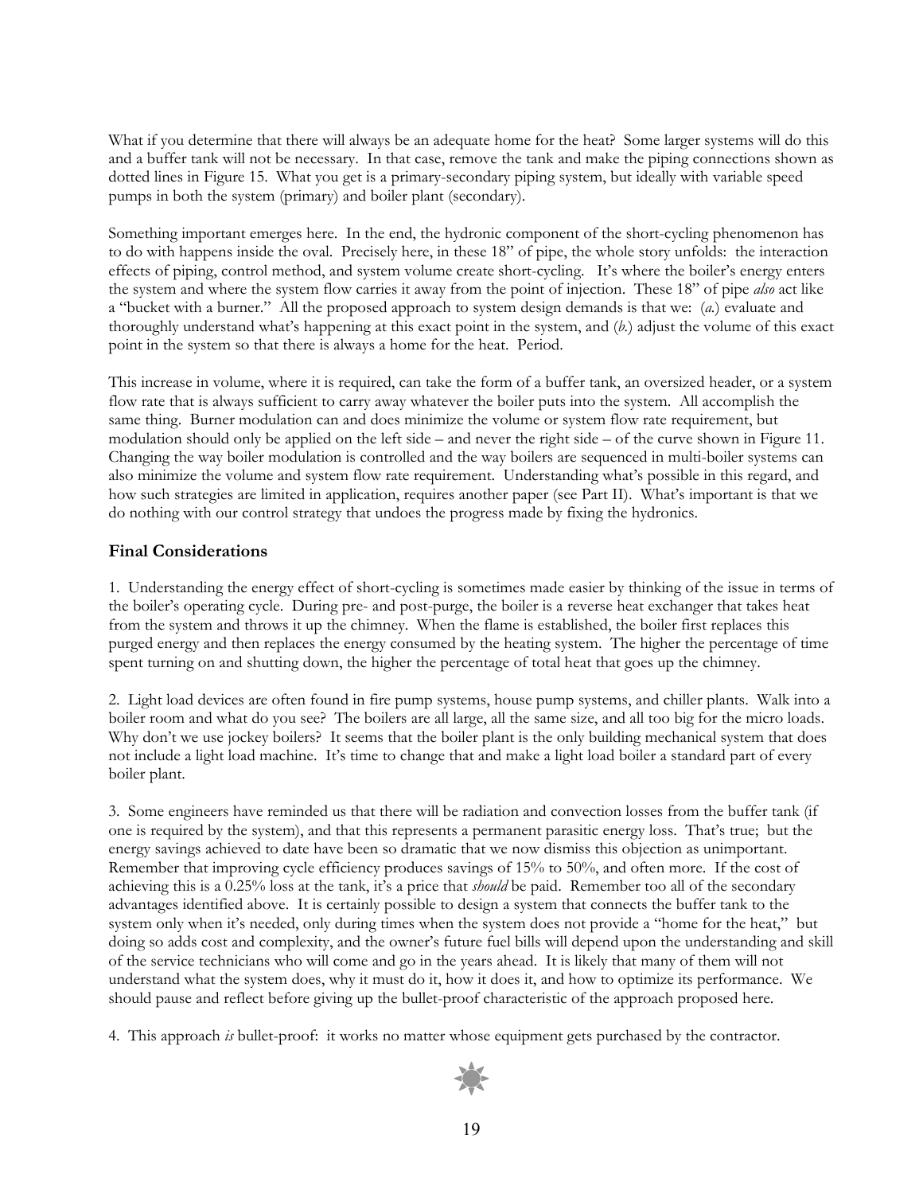What if you determine that there will always be an adequate home for the heat? Some larger systems will do this and a buffer tank will not be necessary. In that case, remove the tank and make the piping connections shown as dotted lines in Figure 15. What you get is a primary-secondary piping system, but ideally with variable speed pumps in both the system (primary) and boiler plant (secondary).

Something important emerges here. In the end, the hydronic component of the short-cycling phenomenon has to do with happens inside the oval. Precisely here, in these 18" of pipe, the whole story unfolds: the interaction effects of piping, control method, and system volume create short-cycling. It's where the boiler's energy enters the system and where the system flow carries it away from the point of injection. These 18" of pipe *also* act like a "bucket with a burner." All the proposed approach to system design demands is that we: (*a.*) evaluate and thoroughly understand what's happening at this exact point in the system, and (*b.*) adjust the volume of this exact point in the system so that there is always a home for the heat. Period.

This increase in volume, where it is required, can take the form of a buffer tank, an oversized header, or a system flow rate that is always sufficient to carry away whatever the boiler puts into the system. All accomplish the same thing. Burner modulation can and does minimize the volume or system flow rate requirement, but modulation should only be applied on the left side – and never the right side – of the curve shown in Figure 11. Changing the way boiler modulation is controlled and the way boilers are sequenced in multi-boiler systems can also minimize the volume and system flow rate requirement. Understanding what's possible in this regard, and how such strategies are limited in application, requires another paper (see Part II). What's important is that we do nothing with our control strategy that undoes the progress made by fixing the hydronics.

### Final Considerations

1. Understanding the energy effect of short-cycling is sometimes made easier by thinking of the issue in terms of the boiler's operating cycle. During pre- and post-purge, the boiler is a reverse heat exchanger that takes heat from the system and throws it up the chimney. When the flame is established, the boiler first replaces this purged energy and then replaces the energy consumed by the heating system. The higher the percentage of time spent turning on and shutting down, the higher the percentage of total heat that goes up the chimney.

2. Light load devices are often found in fire pump systems, house pump systems, and chiller plants. Walk into a boiler room and what do you see? The boilers are all large, all the same size, and all too big for the micro loads. Why don't we use jockey boilers? It seems that the boiler plant is the only building mechanical system that does not include a light load machine. It's time to change that and make a light load boiler a standard part of every boiler plant.

3. Some engineers have reminded us that there will be radiation and convection losses from the buffer tank (if one is required by the system), and that this represents a permanent parasitic energy loss. That's true; but the energy savings achieved to date have been so dramatic that we now dismiss this objection as unimportant. Remember that improving cycle efficiency produces savings of 15% to 50%, and often more. If the cost of achieving this is a 0.25% loss at the tank, it's a price that *should* be paid. Remember too all of the secondary advantages identified above. It is certainly possible to design a system that connects the buffer tank to the system only when it's needed, only during times when the system does not provide a "home for the heat," but doing so adds cost and complexity, and the owner's future fuel bills will depend upon the understanding and skill of the service technicians who will come and go in the years ahead. It is likely that many of them will not understand what the system does, why it must do it, how it does it, and how to optimize its performance. We should pause and reflect before giving up the bullet-proof characteristic of the approach proposed here.

4. This approach *is* bullet-proof: it works no matter whose equipment gets purchased by the contractor.